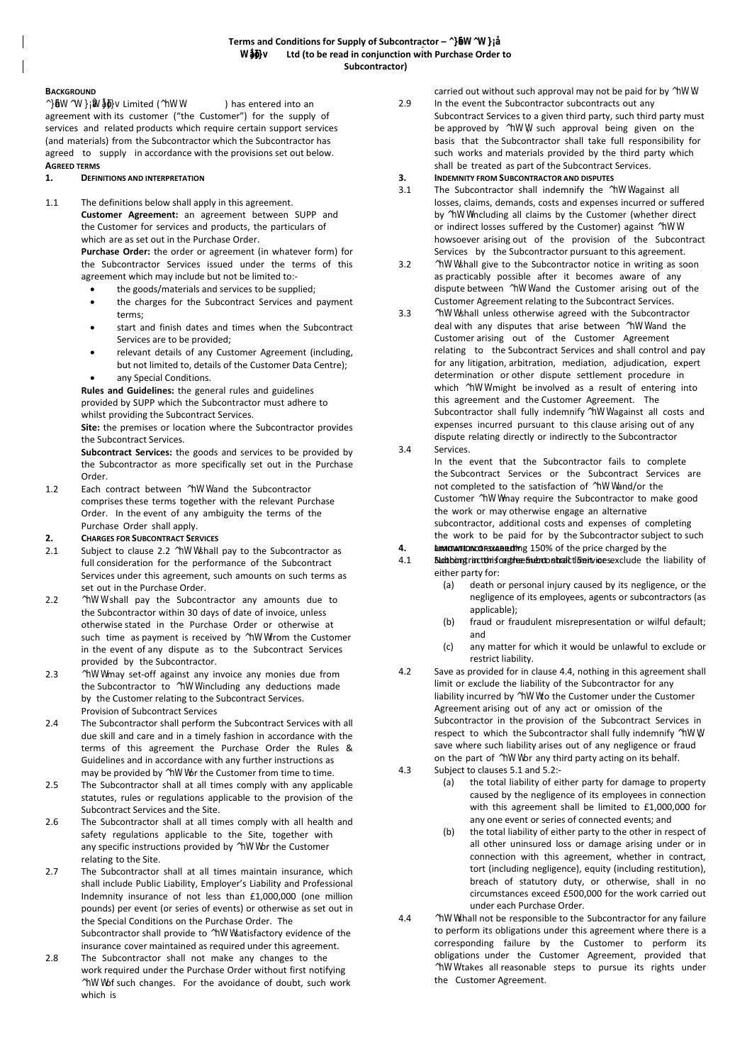**Terms and Conditions for Supply of Subcontractor – ^}ŒW ^W }¡å WŒ}v Ltd (to be read in conjunction with Purchase Order to Subcontractor)**

**BACKGROUND**

^}ŒW ^W }¡ŒvåŒ}v Limited (^hWW ) has entered into an agreement with its customer ("the Customer") for the supply of services and related products which require certain support services (and materials) from the Subcontractor which the Subcontractor has agreed to supply in accordance with the provisions set out below.

**AGREED TERMS**

**1. DEFINITIONS AND INTERPRETATION**

1.1 The definitions below shall apply in this agreement.

**Customer Agreement:** an agreement between SUPP and the Customer for services and products, the particulars of which are as set out in the Purchase Order.

**Purchase Order:** the order or agreement (in whatever form) for the Subcontractor Services issued under the terms of this agreement which may include but not be limited to:-

- the goods/materials and services to be supplied;
- the charges for the Subcontract Services and payment terms;
- start and finish dates and times when the Subcontract Services are to be provided;
- relevant details of any Customer Agreement (including, but not limited to, details of the Customer Data Centre);
- any Special Conditions.

**Rules and Guidelines:** the general rules and guidelines provided by SUPP which the Subcontractor must adhere to whilst providing the Subcontract Services.

**Site:** the premises or location where the Subcontractor provides the Subcontract Services.

**Subcontract Services:** the goods and services to be provided by the Subcontractor as more specifically set out in the Purchase Order.

1.2 Each contract between ^hWW and the Subcontractor comprises these terms together with the relevant Purchase Order. In the event of any ambiguity the terms of the Purchase Order shall apply.

**2. CHARGES FOR SUBCONTRACT SERVICES**

2.1 Subject to clause 2.2 ^hWW shall pay to the Subcontractor as full consideration for the performance of the Subcontract Services under this agreement, such amounts on such terms as set out in the Purchase Order.

2.2 ^hWW shall pay the Subcontractor any amounts due to the Subcontractor within 30 days of date of invoice, unless otherwise stated in the Purchase Order or otherwise at such time as payment is received by ^hWW from the Customer in the event of any dispute as to the Subcontract Services provided by the Subcontractor.

2.3 ^hWW may set-off against any invoice any monies due from the Subcontractor to ^hWW including any deductions made by the Customer relating to the Subcontract Services.

Provision of Subcontract Services

2.4 The Subcontractor shall perform the Subcontract Services with all due skill and care and in a timely fashion in accordance with the terms of this agreement the Purchase Order the Rules & Guidelines and in accordance with any further instructions as may be provided by ^hWW or the Customer from time to time.

2.5 The Subcontractor shall at all times comply with any applicable statutes, rules or regulations applicable to the provision of the Subcontract Services and the Site.

2.6 The Subcontractor shall at all times comply with all health and safety regulations applicable to the Site, together with any specific instructions provided by ^hWW or the Customer relating to the Site.

2.7 The Subcontractor shall at all times maintain insurance, which shall include Public Liability, Employer's Liability and Professional Indemnity insurance of not less than £1,000,000 (one million pounds) per event (or series of events) or otherwise as set out in the Special Conditions on the Purchase Order. The Subcontractor shall provide to ^hWW satisfactory evidence of the insurance cover maintained as required under this agreement.

2.8 The Subcontractor shall not make any changes to the work required under the Purchase Order without first notifying ^hWW of such changes. For the avoidance of doubt, such work which is carried out without such approval may not be paid for by ^hWW.

2.9 In the event the Subcontractor subcontracts out any Subcontract Services to a given third party, such third party must be approved by ^hWW, such approval being given on the basis that the Subcontractor shall take full responsibility for such works and materials provided by the third party which shall be treated as part of the Subcontract Services.

**3. INDEMNITY FROM SUBCONTRACTOR AND DISPUTES**

3.1 The Subcontractor shall indemnify the ^hWW against all losses, claims, demands, costs and expenses incurred or suffered by ^hWW including all claims by the Customer (whether direct or indirect losses suffered by the Customer) against ^hWW howsoever arising out of the provision of the Subcontract Services by the Subcontractor pursuant to this agreement.

3.2 ^hWW shall give to the Subcontractor notice in writing as soon as practicably possible after it becomes aware of any dispute between ^hWW and the Customer arising out of the Customer Agreement relating to the Subcontract Services.

3.3 ^hWW shall unless otherwise agreed with the Subcontractor deal with any disputes that arise between ^hWW and the Customer arising out of the Customer Agreement relating to the Subcontract Services and shall control and pay for any litigation, arbitration, mediation, adjudication, expert determination or other dispute settlement procedure in which ^hWW might be involved as a result of entering into this agreement and the Customer Agreement. The Subcontractor shall fully indemnify ^hWW against all costs and expenses incurred pursuant to this clause arising out of any dispute relating directly or indirectly to the Subcontractor Services.

3.4 In the event that the Subcontractor fails to complete the Subcontract Services or the Subcontract Services are not completed to the satisfaction of ^hWW and/or the Customer ^hWW may require the Subcontractor to make good the work or may otherwise engage an alternative subcontractor, additional costs and expenses of completing the work to be paid for by the Subcontractor subject to such amount not exceeding 150% of the price charged by the Subcontractor for the Subcontract Services.

**4. LIMITATION OF LIABILITY**

4.1 Nothing in this agreement shall limit or exclude the liability of either party for:

(a) death or personal injury caused by its negligence, or the negligence of its employees, agents or subcontractors (as applicable);

(b) fraud or fraudulent misrepresentation or wilful default; and

(c) any matter for which it would be unlawful to exclude or restrict liability.

4.2 Save as provided for in clause 4.4, nothing in this agreement shall limit or exclude the liability of the Subcontractor for any liability incurred by ^hWW to the Customer under the Customer Agreement arising out of any act or omission of the Subcontractor in the provision of the Subcontract Services in respect to which the Subcontractor shall fully indemnify ^hWW, save where such liability arises out of any negligence or fraud on the part of ^hWW or any third party acting on its behalf.

4.3 Subject to clauses 5.1 and 5.2:-

(a) the total liability of either party for damage to property caused by the negligence of its employees in connection with this agreement shall be limited to £1,000,000 for any one event or series of connected events; and

(b) the total liability of either party to the other in respect of all other uninsured loss or damage arising under or in connection with this agreement, whether in contract, tort (including negligence), equity (including restitution), breach of statutory duty, or otherwise, shall in no circumstances exceed £500,000 for the work carried out under each Purchase Order.

4.4 ^hWW shall not be responsible to the Subcontractor for any failure to perform its obligations under this agreement where there is a corresponding failure by the Customer to perform its obligations under the Customer Agreement, provided that ^hWW takes all reasonable steps to pursue its rights under the Customer Agreement.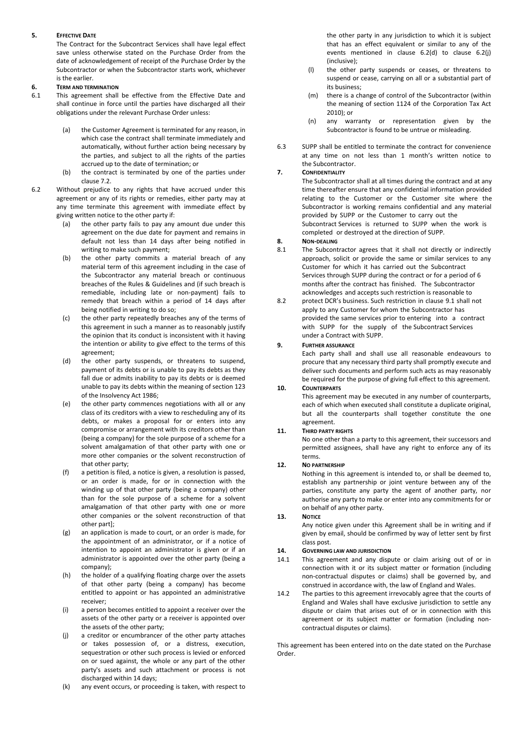**5. EFFECTIVE DATE**

The Contract for the Subcontract Services shall have legal effect save unless otherwise stated on the Purchase Order from the date of acknowledgement of receipt of the Purchase Order by the Subcontractor or when the Subcontractor starts work, whichever is the earlier.

**6. TERM AND TERMINATION**

6.1 This agreement shall be effective from the Effective Date and shall continue in force until the parties have discharged all their obligations under the relevant Purchase Order unless:

(a) the Customer Agreement is terminated for any reason, in which case the contract shall terminate immediately and automatically, without further action being necessary by the parties, and subject to all the rights of the parties accrued up to the date of termination; or

(b) the contract is terminated by one of the parties under clause 7.2.

6.2 Without prejudice to any rights that have accrued under this agreement or any of its rights or remedies, either party may at any time terminate this agreement with immediate effect by giving written notice to the other party if:

(a) the other party fails to pay any amount due under this agreement on the due date for payment and remains in default not less than 14 days after being notified in writing to make such payment;

(b) the other party commits a material breach of any material term of this agreement including in the case of the Subcontractor any material breach or continuous breaches of the Rules & Guidelines and (if such breach is remediable, including late or non-payment) fails to remedy that breach within a period of 14 days after being notified in writing to do so;

(c) the other party repeatedly breaches any of the terms of this agreement in such a manner as to reasonably justify the opinion that its conduct is inconsistent with it having the intention or ability to give effect to the terms of this agreement;

(d) the other party suspends, or threatens to suspend, payment of its debts or is unable to pay its debts as they fall due or admits inability to pay its debts or is deemed unable to pay its debts within the meaning of section 123 of the Insolvency Act 1986;

(e) the other party commences negotiations with all or any class of its creditors with a view to rescheduling any of its debts, or makes a proposal for or enters into any compromise or arrangement with its creditors other than (being a company) for the sole purpose of a scheme for a solvent amalgamation of that other party with one or more other companies or the solvent reconstruction of that other party;

(f) a petition is filed, a notice is given, a resolution is passed, or an order is made, for or in connection with the winding up of that other party (being a company) other than for the sole purpose of a scheme for a solvent amalgamation of that other party with one or more other companies or the solvent reconstruction of that other part];

(g) an application is made to court, or an order is made, for the appointment of an administrator, or if a notice of intention to appoint an administrator is given or if an administrator is appointed over the other party (being a company);

(h) the holder of a qualifying floating charge over the assets of that other party (being a company) has become entitled to appoint or has appointed an administrative receiver;

(i) a person becomes entitled to appoint a receiver over the assets of the other party or a receiver is appointed over the assets of the other party;

(j) a creditor or encumbrancer of the other party attaches or takes possession of, or a distress, execution, sequestration or other such process is levied or enforced on or sued against, the whole or any part of the other party's assets and such attachment or process is not discharged within 14 days;

(k) any event occurs, or proceeding is taken, with respect to the other party in any jurisdiction to which it is subject that has an effect equivalent or similar to any of the events mentioned in clause 6.2(d) to clause 6.2(j) (inclusive);

(l) the other party suspends or ceases, or threatens to suspend or cease, carrying on all or a substantial part of its business;

(m) there is a change of control of the Subcontractor (within the meaning of section 1124 of the Corporation Tax Act 2010); or

(n) any warranty or representation given by the Subcontractor is found to be untrue or misleading.

6.3 SUPP shall be entitled to terminate the contract for convenience at any time on not less than 1 month's written notice to the Subcontractor.

**7. CONFIDENTIALITY**

The Subcontractor shall at all times during the contract and at any time thereafter ensure that any confidential information provided relating to the Customer or the Customer site where the Subcontractor is working remains confidential and any material provided by SUPP or the Customer to carry out the Subcontract Services is returned to SUPP when the work is completed or destroyed at the direction of SUPP.

**8. NON-DEALING**

8.1 The Subcontractor agrees that it shall not directly or indirectly approach, solicit or provide the same or similar services to any Customer for which it has carried out the Subcontract Services through SUPP during the contract or for a period of 6 months after the contract has finished. The Subcontractor acknowledges and accepts such restriction is reasonable to

8.2 protect DCR's business. Such restriction in clause 9.1 shall not apply to any Customer for whom the Subcontractor has provided the same services prior to entering into a contract with SUPP for the supply of the Subcontract Services under a Contract with SUPP.

**9. FURTHER ASSURANCE**

Each party shall and shall use all reasonable endeavours to procure that any necessary third party shall promptly execute and deliver such documents and perform such acts as may reasonably be required for the purpose of giving full effect to this agreement.

**10. COUNTERPARTS**

This agreement may be executed in any number of counterparts, each of which when executed shall constitute a duplicate original, but all the counterparts shall together constitute the one agreement.

**11. THIRD PARTY RIGHTS**

No one other than a party to this agreement, their successors and permitted assignees, shall have any right to enforce any of its terms.

**12. NO PARTNERSHIP**

Nothing in this agreement is intended to, or shall be deemed to, establish any partnership or joint venture between any of the parties, constitute any party the agent of another party, nor authorise any party to make or enter into any commitments for or on behalf of any other party.

**13. NOTICE**

Any notice given under this Agreement shall be in writing and if given by email, should be confirmed by way of letter sent by first class post.

**14. GOVERNING LAW AND JURISDICTION**

14.1 This agreement and any dispute or claim arising out of or in connection with it or its subject matter or formation (including non-contractual disputes or claims) shall be governed by, and construed in accordance with, the law of England and Wales.

14.2 The parties to this agreement irrevocably agree that the courts of England and Wales shall have exclusive jurisdiction to settle any dispute or claim that arises out of or in connection with this agreement or its subject matter or formation (including non-contractual disputes or claims).

This agreement has been entered into on the date stated on the Purchase Order.